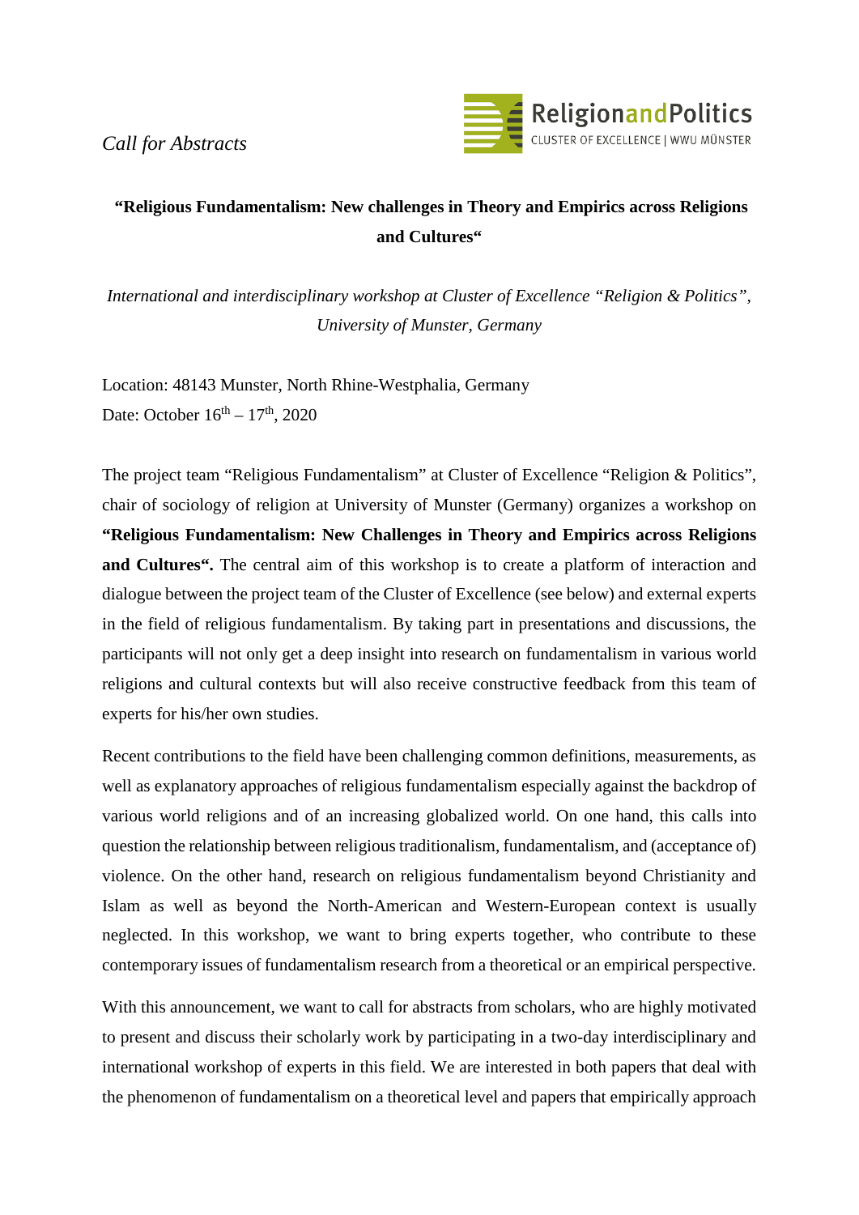*Call for Abstracts*

ReligionandPolitics
CLUSTER OF EXCELLENCE | WWU MÜNSTER

**“Religious Fundamentalism: New challenges in Theory and Empirics across Religions and Cultures“**

*International and interdisciplinary workshop at Cluster of Excellence “Religion & Politics”, University of Munster, Germany*

Location: 48143 Munster, North Rhine-Westphalia, Germany
Date: October 16th – 17th, 2020

The project team “Religious Fundamentalism” at Cluster of Excellence “Religion & Politics”, chair of sociology of religion at University of Munster (Germany) organizes a workshop on **“Religious Fundamentalism: New Challenges in Theory and Empirics across Religions and Cultures“.** The central aim of this workshop is to create a platform of interaction and dialogue between the project team of the Cluster of Excellence (see below) and external experts in the field of religious fundamentalism. By taking part in presentations and discussions, the participants will not only get a deep insight into research on fundamentalism in various world religions and cultural contexts but will also receive constructive feedback from this team of experts for his/her own studies.

Recent contributions to the field have been challenging common definitions, measurements, as well as explanatory approaches of religious fundamentalism especially against the backdrop of various world religions and of an increasing globalized world. On one hand, this calls into question the relationship between religious traditionalism, fundamentalism, and (acceptance of) violence. On the other hand, research on religious fundamentalism beyond Christianity and Islam as well as beyond the North-American and Western-European context is usually neglected. In this workshop, we want to bring experts together, who contribute to these contemporary issues of fundamentalism research from a theoretical or an empirical perspective.

With this announcement, we want to call for abstracts from scholars, who are highly motivated to present and discuss their scholarly work by participating in a two-day interdisciplinary and international workshop of experts in this field. We are interested in both papers that deal with the phenomenon of fundamentalism on a theoretical level and papers that empirically approach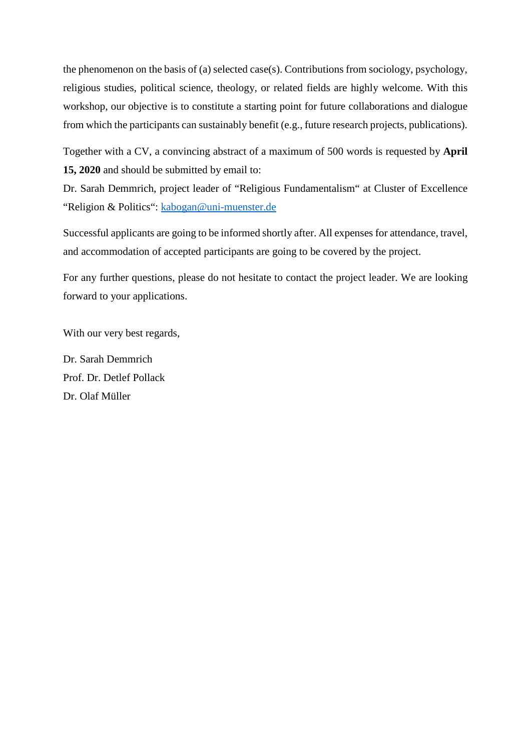the phenomenon on the basis of (a) selected case(s). Contributions from sociology, psychology, religious studies, political science, theology, or related fields are highly welcome. With this workshop, our objective is to constitute a starting point for future collaborations and dialogue from which the participants can sustainably benefit (e.g., future research projects, publications).

Together with a CV, a convincing abstract of a maximum of 500 words is requested by **April 15, 2020** and should be submitted by email to:
Dr. Sarah Demmrich, project leader of "Religious Fundamentalism" at Cluster of Excellence "Religion & Politics": kabogan@uni-muenster.de

Successful applicants are going to be informed shortly after. All expenses for attendance, travel, and accommodation of accepted participants are going to be covered by the project.

For any further questions, please do not hesitate to contact the project leader. We are looking forward to your applications.

With our very best regards,

Dr. Sarah Demmrich
Prof. Dr. Detlef Pollack
Dr. Olaf Müller